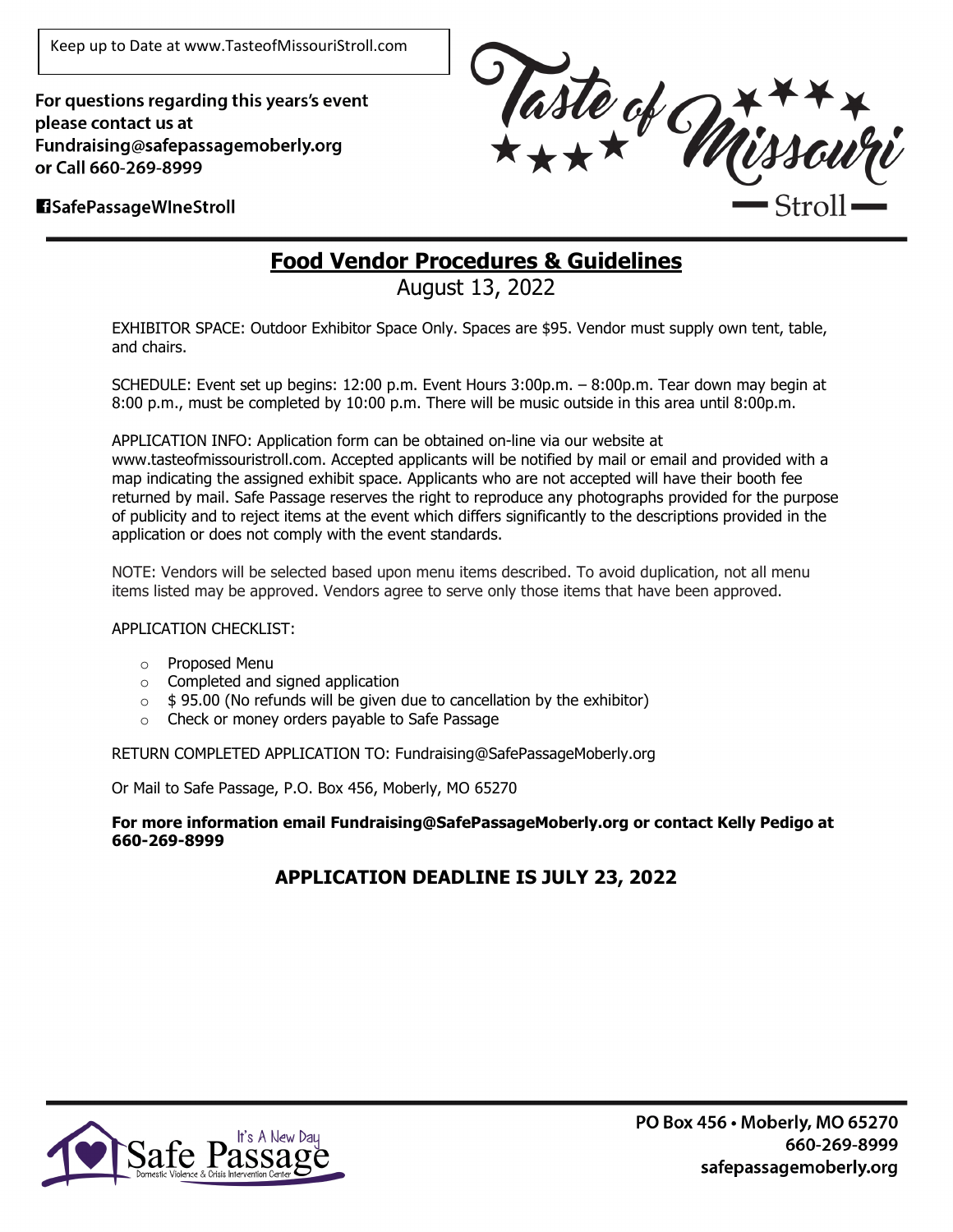Keep up to Date at www.TasteofMissouriStroll.com

**For questions regarding this years's event please contact us at Fundraising@safepassagemoberly.org or Call 660-269-8999**

**SafePassageWIneStroll**

Taste of Missouri Stroll

## Food Vendor Procedures & Guidelines

August 13, 2022

EXHIBITOR SPACE: Outdoor Exhibitor Space Only. Spaces are $95. Vendor must supply own tent, table, and chairs.

SCHEDULE: Event set up begins: 12:00 p.m. Event Hours 3:00p.m. – 8:00p.m. Tear down may begin at 8:00 p.m., must be completed by 10:00 p.m. There will be music outside in this area until 8:00p.m.

APPLICATION INFO: Application form can be obtained on-line via our website at www.tasteofmissouristroll.com. Accepted applicants will be notified by mail or email and provided with a map indicating the assigned exhibit space. Applicants who are not accepted will have their booth fee returned by mail. Safe Passage reserves the right to reproduce any photographs provided for the purpose of publicity and to reject items at the event which differs significantly to the descriptions provided in the application or does not comply with the event standards.

NOTE: Vendors will be selected based upon menu items described. To avoid duplication, not all menu items listed may be approved. Vendors agree to serve only those items that have been approved.

APPLICATION CHECKLIST:

- Proposed Menu
- Completed and signed application
- $ 95.00 (No refunds will be given due to cancellation by the exhibitor)
- Check or money orders payable to Safe Passage

RETURN COMPLETED APPLICATION TO: Fundraising@SafePassageMoberly.org

Or Mail to Safe Passage, P.O. Box 456, Moberly, MO 65270

**For more information email Fundraising@SafePassageMoberly.org or contact Kelly Pedigo at 660-269-8999**

### APPLICATION DEADLINE IS JULY 23, 2022

It's A New Day
Safe Passage
Domestic Violence & Crisis Intervention Center

**PO Box 456 • Moberly, MO 65270**
**660-269-8999**
**safepassagemoberly.org**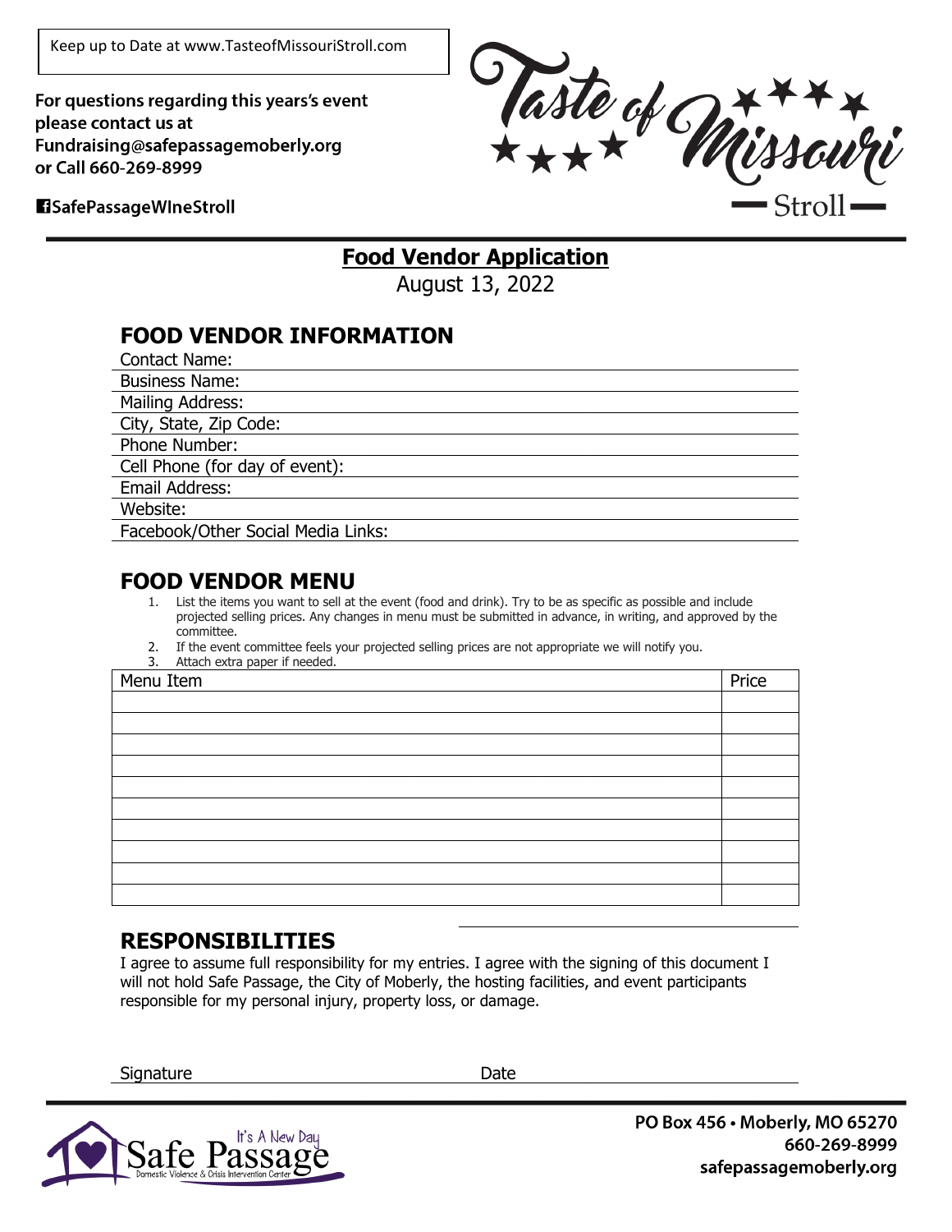Keep up to Date at www.TasteofMissouriStroll.com

**For questions regarding this years's event please contact us at Fundraising@safepassagemoberly.org or Call 660-269-8999**

**SafePassageWIneStroll**

Taste of Missouri Stroll

## Food Vendor Application

August 13, 2022

## FOOD VENDOR INFORMATION

Contact Name:

Business Name:

Mailing Address:

City, State, Zip Code:

Phone Number:

Cell Phone (for day of event):

Email Address:

Website:

Facebook/Other Social Media Links:

## FOOD VENDOR MENU

1. List the items you want to sell at the event (food and drink). Try to be as specific as possible and include projected selling prices. Any changes in menu must be submitted in advance, in writing, and approved by the committee.
2. If the event committee feels your projected selling prices are not appropriate we will notify you.
3. Attach extra paper if needed.

| Menu Item | Price |
|---|---|
| | |
| | |
| | |
| | |
| | |
| | |
| | |
| | |
| | |
| | |

## RESPONSIBILITIES

I agree to assume full responsibility for my entries. I agree with the signing of this document I will not hold Safe Passage, the City of Moberly, the hosting facilities, and event participants responsible for my personal injury, property loss, or damage.

Signature ____________________ Date ____________________

It's A New Day Safe Passage Domestic Violence & Crisis Intervention Center

**PO Box 456 • Moberly, MO 65270**
**660-269-8999**
**safepassagemoberly.org**